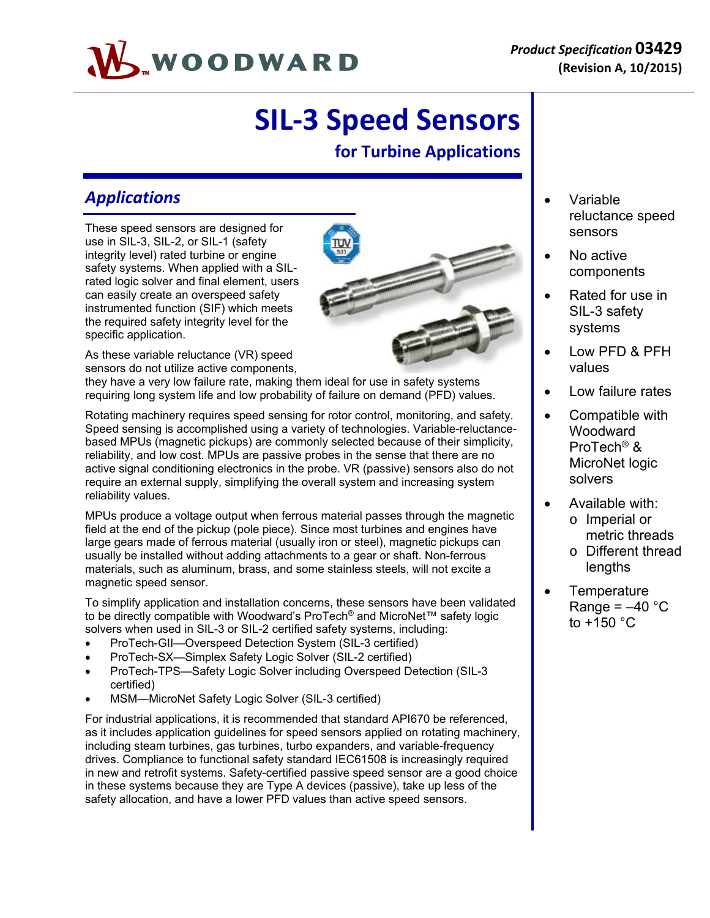Product Specification **03429**
**(Revision A, 10/2015)**

# SIL-3 Speed Sensors

## for Turbine Applications

## *Applications*

These speed sensors are designed for use in SIL-3, SIL-2, or SIL-1 (safety integrity level) rated turbine or engine safety systems. When applied with a SIL-rated logic solver and final element, users can easily create an overspeed safety instrumented function (SIF) which meets the required safety integrity level for the specific application.

As these variable reluctance (VR) speed sensors do not utilize active components, they have a very low failure rate, making them ideal for use in safety systems requiring long system life and low probability of failure on demand (PFD) values.

Rotating machinery requires speed sensing for rotor control, monitoring, and safety. Speed sensing is accomplished using a variety of technologies. Variable-reluctance-based MPUs (magnetic pickups) are commonly selected because of their simplicity, reliability, and low cost. MPUs are passive probes in the sense that there are no active signal conditioning electronics in the probe. VR (passive) sensors also do not require an external supply, simplifying the overall system and increasing system reliability values.

MPUs produce a voltage output when ferrous material passes through the magnetic field at the end of the pickup (pole piece). Since most turbines and engines have large gears made of ferrous material (usually iron or steel), magnetic pickups can usually be installed without adding attachments to a gear or shaft. Non-ferrous materials, such as aluminum, brass, and some stainless steels, will not excite a magnetic speed sensor.

To simplify application and installation concerns, these sensors have been validated to be directly compatible with Woodward's ProTech® and MicroNet™ safety logic solvers when used in SIL-3 or SIL-2 certified safety systems, including:

- ProTech-GII—Overspeed Detection System (SIL-3 certified)
- ProTech-SX—Simplex Safety Logic Solver (SIL-2 certified)
- ProTech-TPS—Safety Logic Solver including Overspeed Detection (SIL-3 certified)
- MSM—MicroNet Safety Logic Solver (SIL-3 certified)

For industrial applications, it is recommended that standard API670 be referenced, as it includes application guidelines for speed sensors applied on rotating machinery, including steam turbines, gas turbines, turbo expanders, and variable-frequency drives. Compliance to functional safety standard IEC61508 is increasingly required in new and retrofit systems. Safety-certified passive speed sensor are a good choice in these systems because they are Type A devices (passive), take up less of the safety allocation, and have a lower PFD values than active speed sensors.

- Variable reluctance speed sensors
- No active components
- Rated for use in SIL-3 safety systems
- Low PFD & PFH values
- Low failure rates
- Compatible with Woodward ProTech® & MicroNet logic solvers
- Available with:
  - Imperial or metric threads
  - Different thread lengths
- Temperature Range = –40 °C to +150 °C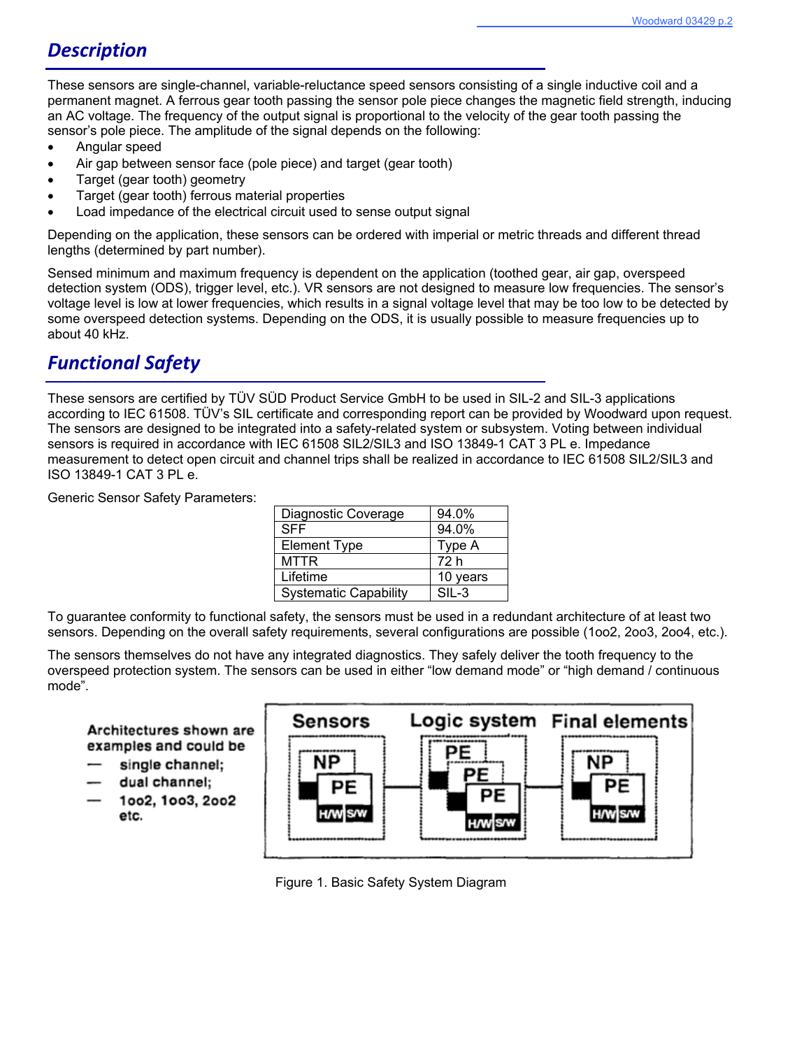## Description

These sensors are single-channel, variable-reluctance speed sensors consisting of a single inductive coil and a permanent magnet. A ferrous gear tooth passing the sensor pole piece changes the magnetic field strength, inducing an AC voltage. The frequency of the output signal is proportional to the velocity of the gear tooth passing the sensor's pole piece. The amplitude of the signal depends on the following:

- Angular speed
- Air gap between sensor face (pole piece) and target (gear tooth)
- Target (gear tooth) geometry
- Target (gear tooth) ferrous material properties
- Load impedance of the electrical circuit used to sense output signal

Depending on the application, these sensors can be ordered with imperial or metric threads and different thread lengths (determined by part number).

Sensed minimum and maximum frequency is dependent on the application (toothed gear, air gap, overspeed detection system (ODS), trigger level, etc.). VR sensors are not designed to measure low frequencies. The sensor's voltage level is low at lower frequencies, which results in a signal voltage level that may be too low to be detected by some overspeed detection systems. Depending on the ODS, it is usually possible to measure frequencies up to about 40 kHz.

## Functional Safety

These sensors are certified by TÜV SÜD Product Service GmbH to be used in SIL-2 and SIL-3 applications according to IEC 61508. TÜV's SIL certificate and corresponding report can be provided by Woodward upon request. The sensors are designed to be integrated into a safety-related system or subsystem. Voting between individual sensors is required in accordance with IEC 61508 SIL2/SIL3 and ISO 13849-1 CAT 3 PL e. Impedance measurement to detect open circuit and channel trips shall be realized in accordance to IEC 61508 SIL2/SIL3 and ISO 13849-1 CAT 3 PL e.

Generic Sensor Safety Parameters:

| Parameter | Value |
|---|---|
| Diagnostic Coverage | 94.0% |
| SFF | 94.0% |
| Element Type | Type A |
| MTTR | 72 h |
| Lifetime | 10 years |
| Systematic Capability | SIL-3 |

To guarantee conformity to functional safety, the sensors must be used in a redundant architecture of at least two sensors. Depending on the overall safety requirements, several configurations are possible (1oo2, 2oo3, 2oo4, etc.).

The sensors themselves do not have any integrated diagnostics. They safely deliver the tooth frequency to the overspeed protection system. The sensors can be used in either "low demand mode" or "high demand / continuous mode".

Architectures shown are examples and could be
- single channel;
- dual channel;
- 1oo2, 1oo3, 2oo2 etc.

Sensors | Logic system | Final elements

Figure 1. Basic Safety System Diagram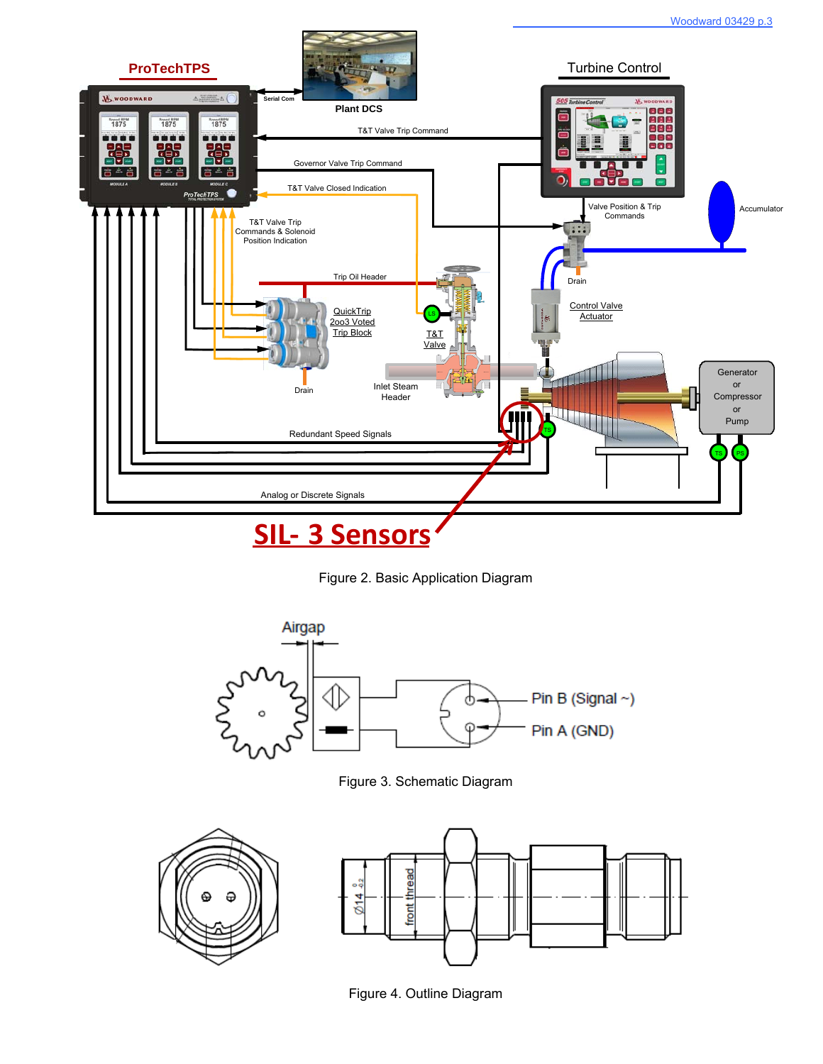Figure 2. Basic Application Diagram

Figure 3. Schematic Diagram

Figure 4. Outline Diagram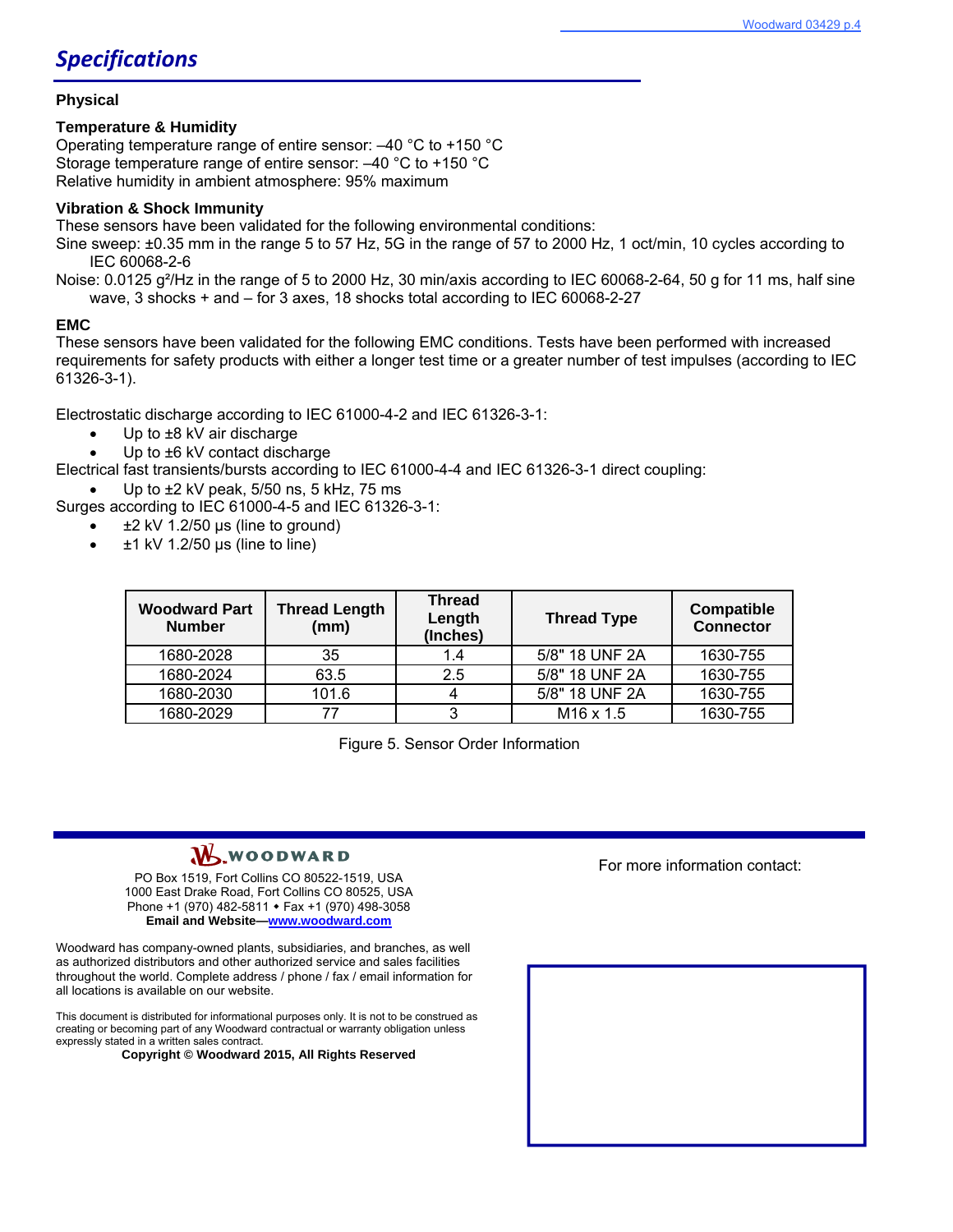## *Specifications*

### Physical

#### Temperature & Humidity

Operating temperature range of entire sensor: –40 °C to +150 °C
Storage temperature range of entire sensor: –40 °C to +150 °C
Relative humidity in ambient atmosphere: 95% maximum

#### Vibration & Shock Immunity

These sensors have been validated for the following environmental conditions:

Sine sweep: ±0.35 mm in the range 5 to 57 Hz, 5G in the range of 57 to 2000 Hz, 1 oct/min, 10 cycles according to IEC 60068-2-6

Noise: 0.0125 $g^2$/Hz in the range of 5 to 2000 Hz, 30 min/axis according to IEC 60068-2-64, 50 g for 11 ms, half sine wave, 3 shocks + and – for 3 axes, 18 shocks total according to IEC 60068-2-27

#### EMC

These sensors have been validated for the following EMC conditions. Tests have been performed with increased requirements for safety products with either a longer test time or a greater number of test impulses (according to IEC 61326-3-1).

Electrostatic discharge according to IEC 61000-4-2 and IEC 61326-3-1:

- Up to ±8 kV air discharge
- Up to ±6 kV contact discharge

Electrical fast transients/bursts according to IEC 61000-4-4 and IEC 61326-3-1 direct coupling:

- Up to ±2 kV peak, 5/50 ns, 5 kHz, 75 ms

Surges according to IEC 61000-4-5 and IEC 61326-3-1:

- ±2 kV 1.2/50 µs (line to ground)
- ±1 kV 1.2/50 µs (line to line)

| Woodward Part Number | Thread Length (mm) | Thread Length (Inches) | Thread Type | Compatible Connector |
|---|---|---|---|---|
| 1680-2028 | 35 | 1.4 | 5/8" 18 UNF 2A | 1630-755 |
| 1680-2024 | 63.5 | 2.5 | 5/8" 18 UNF 2A | 1630-755 |
| 1680-2030 | 101.6 | 4 | 5/8" 18 UNF 2A | 1630-755 |
| 1680-2029 | 77 | 3 | M16 x 1.5 | 1630-755 |

Figure 5. Sensor Order Information

**WOODWARD**

PO Box 1519, Fort Collins CO 80522-1519, USA
1000 East Drake Road, Fort Collins CO 80525, USA
Phone +1 (970) 482-5811 • Fax +1 (970) 498-3058
**Email and Website—www.woodward.com**

Woodward has company-owned plants, subsidiaries, and branches, as well as authorized distributors and other authorized service and sales facilities throughout the world. Complete address / phone / fax / email information for all locations is available on our website.

This document is distributed for informational purposes only. It is not to be construed as creating or becoming part of any Woodward contractual or warranty obligation unless expressly stated in a written sales contract.

**Copyright © Woodward 2015, All Rights Reserved**

For more information contact: